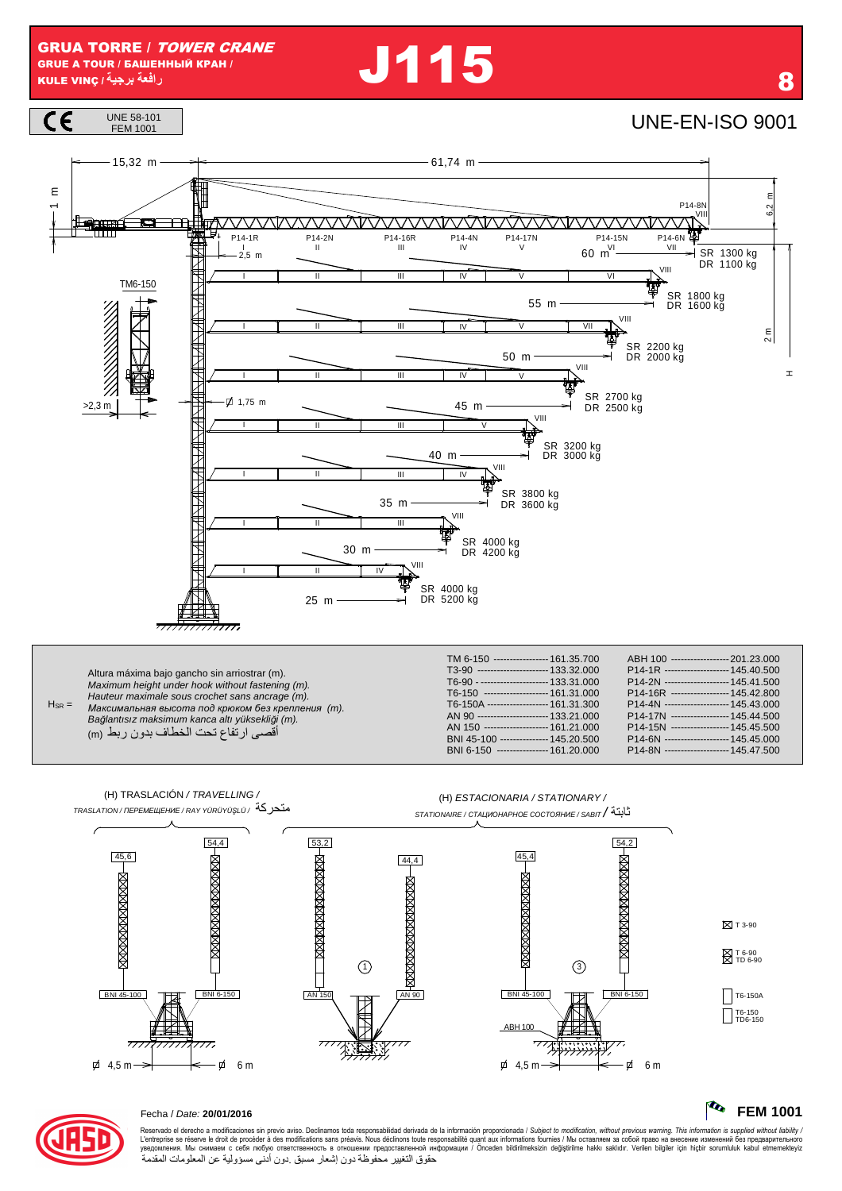# GRUA TORRE / *TOWER CRANE*

**GRUE A TOUR / БАШЕННЫЙ КРАН /**
**KULE VINÇ / رافعة برجية**

# J115

CE — UNE 58-101, FEM 1001

UNE-EN-ISO 9001

15,32 m — 61,74 m

1 m — 6,2 m — 2,5 m — 2 m — H

P14-1R (I) — P14-2N (II) — P14-16R (III) — P14-4N (IV) — P14-17N (V) — P14-15N (VI) — P14-6N (VII) — P14-8N (VIII)

TM6-150

>2,3 m — Ø 1,75 m

| Jib | SR | DR |
|---|---|---|
| 60 m | 1300 kg | 1100 kg |
| 55 m | 1800 kg | 1600 kg |
| 50 m | 2200 kg | 2000 kg |
| 45 m | 2700 kg | 2500 kg |
| 40 m | 3200 kg | 3000 kg |
| 35 m | 3800 kg | 3600 kg |
| 30 m | 4000 kg | 4200 kg |
| 25 m | 4000 kg | 5200 kg |

$H_{SR}$ =

Altura máxima bajo gancho sin arriostrar (m).
*Maximum height under hook without fastening (m).*
*Hauteur maximale sous crochet sans ancrage (m).*
*Максимальная высота под крюком без крепления (m).*
*Bağlantısız maksimum kanca altı yüksekliği (m).*
أقصى ارتفاع تحت الخطاف بدون ربط (m)

| | | | |
|---|---|---|---|
| TM 6-150 | 161.35.700 | ABH 100 | 201.23.000 |
| T3-90 | 133.32.000 | P14-1R | 145.40.500 |
| T6-90 | 133.31.000 | P14-2N | 145.41.500 |
| T6-150 | 161.31.000 | P14-16R | 145.42.800 |
| T6-150A | 161.31.300 | P14-4N | 145.43.000 |
| AN 90 | 133.21.000 | P14-17N | 145.44.500 |
| AN 150 | 161.21.000 | P14-15N | 145.45.500 |
| BNI 45-100 | 145.20.500 | P14-6N | 145.45.000 |
| BNI 6-150 | 161.20.000 | P14-8N | 145.47.500 |

(H) TRASLACIÓN / *TRAVELLING* / متحركة
*TRASLATION / ПЕРЕМЕЩЕНИЕ / RAY YÜRÜYÜŞLÜ /*

(H) *ESTACIONARIA / STATIONARY* / ثابتة
*STATIONAIRE / СТАЦИОНАРНОЕ СОСТОЯНИЕ / SABIT*

45,6 — BNI 45-100 — 54,4 — BNI 6-150 — Ø 4,5 m — Ø 6 m

53,2 — AN 150 — 44,4 — AN 90 — ①

45,4 — BNI 45-100 — 54,2 — BNI 6-150 — ABH 100 — ③ — Ø 4,5 m — Ø 6 m

T 3-90 — T 6-90 / TD 6-90 — T6-150A — T6-150 / TD6-150

Fecha / *Date:* **20/01/2016**

**FEM 1001**

Reservado el derecho a modificaciones sin previo aviso. Declinamos toda responsabilidad derivada de la información proporcionada / *Subject to modification, without previous warning. This information is supplied without liability /* L'entreprise se réserve le droit de procéder à des modifications sans préavis. Nous déclinons toute responsabilité quant aux informations fournies / Мы оставляем за собой право на внесение изменений без предварительного уведомления. Мы снимаем с себя любую ответственность в отношении предоставленной информации / Önceden bildirilmeksizin değiştirilme hakkı saklıdır. Verilen bilgiler için hiçbir sorumluluk kabul etmemekteyiz
حقوق التغيير محفوظة دون إشعار مسبق .دون أدنى مسؤولية عن المعلومات المقدمة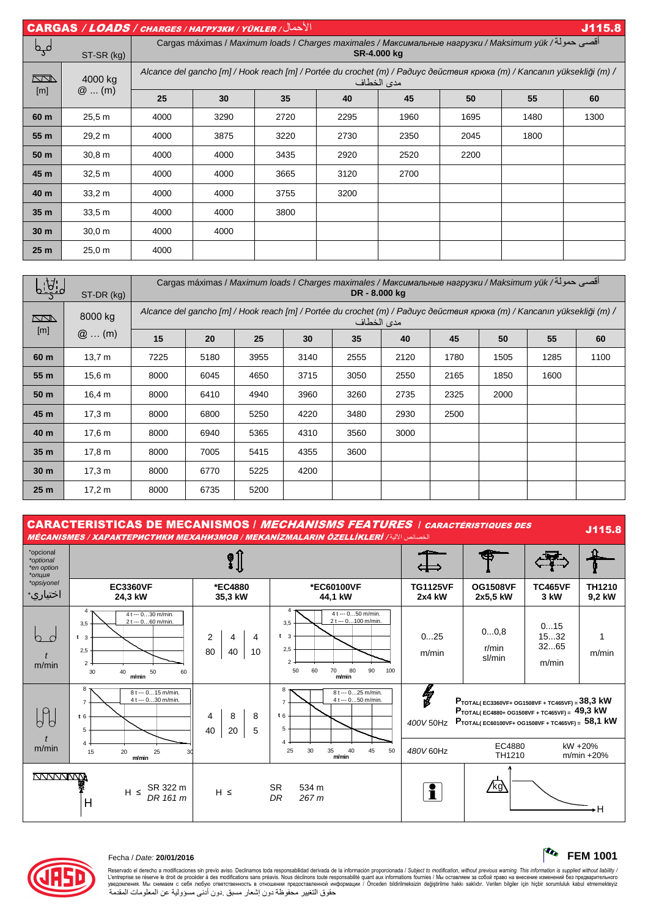## CARGAS / *LOADS* / *CHARGES / НАГРУЗКИ / YÜKLER* / الأحمال — J115.8

| ST-SR (kg) | 4000 kg @ … (m) | Cargas máximas / *Maximum loads* / *Charges maximales* / *Максимальные нагрузки* / *Maksimum yük* / أقصى حمولة — **SR-4.000 kg** | | | | | | | |
|---|---|---|---|---|---|---|---|---|---|
| [m] | | Alcance del gancho [m] / *Hook reach [m]* / *Portée du crochet (m)* / *Радиус действия крюка (m)* / *Kancanın yüksekliği (m)* / مدى الخطاف | | | | | | | |
| | | **25** | **30** | **35** | **40** | **45** | **50** | **55** | **60** |
| **60 m** | 25,5 m | 4000 | 3290 | 2720 | 2295 | 1960 | 1695 | 1480 | 1300 |
| **55 m** | 29,2 m | 4000 | 3875 | 3220 | 2730 | 2350 | 2045 | 1800 | |
| **50 m** | 30,8 m | 4000 | 4000 | 3435 | 2920 | 2520 | 2200 | | |
| **45 m** | 32,5 m | 4000 | 4000 | 3665 | 3120 | 2700 | | | |
| **40 m** | 33,2 m | 4000 | 4000 | 3755 | 3200 | | | | |
| **35 m** | 33,5 m | 4000 | 4000 | 3800 | | | | | |
| **30 m** | 30,0 m | 4000 | 4000 | | | | | | |
| **25 m** | 25,0 m | 4000 | | | | | | | |

| ST-DR (kg) | 8000 kg @ … (m) | Cargas máximas / *Maximum loads* / *Charges maximales* / *Максимальные нагрузки* / *Maksimum yük* / أقصى حمولة — **DR - 8.000 kg** | | | | | | | | | |
|---|---|---|---|---|---|---|---|---|---|---|---|
| [m] | | Alcance del gancho [m] / *Hook reach [m]* / *Portée du crochet (m)* / *Радиус действия крюка (m)* / *Kancanın yüksekliği (m)* / مدى الخطاف | | | | | | | | | |
| | | **15** | **20** | **25** | **30** | **35** | **40** | **45** | **50** | **55** | **60** |
| **60 m** | 13,7 m | 7225 | 5180 | 3955 | 3140 | 2555 | 2120 | 1780 | 1505 | 1285 | 1100 |
| **55 m** | 15,6 m | 8000 | 6045 | 4650 | 3715 | 3050 | 2550 | 2165 | 1850 | 1600 | |
| **50 m** | 16,4 m | 8000 | 6410 | 4940 | 3960 | 3260 | 2735 | 2325 | 2000 | | |
| **45 m** | 17,3 m | 8000 | 6800 | 5250 | 4220 | 3480 | 2930 | 2500 | | | |
| **40 m** | 17,6 m | 8000 | 6940 | 5365 | 4310 | 3560 | 3000 | | | | |
| **35 m** | 17,8 m | 8000 | 7005 | 5415 | 4355 | 3600 | | | | | |
| **30 m** | 17,3 m | 8000 | 6770 | 5225 | 4200 | | | | | | |
| **25 m** | 17,2 m | 8000 | 6735 | 5200 | | | | | | | |

## CARACTERISTICAS DE MECANISMOS / *MECHANISMS FEATURES* / *CARACTÉRISTIQUES DES MÉCANISMES / ХАРАКТЕРИСТИКИ МЕХАНИЗМОВ / MEKANİZMALARIN ÖZELLİKLERİ* / الخصائص الآلية — J115.8

*opcional / *optional / *en option / *опция / *opsiyonel / اختياري*

| | **EC3360VF 24,3 kW** | ***EC4880 35,3 kW** | ***EC60100VF 44,1 kW** | **TG1125VF 2x4 kW** | **OG1508VF 2x5,5 kW** | **TC465VF 3 kW** | **TH1210 9,2 kW** |
|---|---|---|---|---|---|---|---|
| SR — t, m/min | 4 t --- 0…30 m/min. / 2 t --- 0…60 m/min. | t: 2 / 4 / 4 — m/min: 80 / 40 / 10 | 4 t --- 0…50 m/min. / 2 t --- 0…100 m/min. | 0…25 m/min | 0…0,8 r/min sl/min | 0…15 / 15…32 / 32…65 m/min | 1 m/min |
| DR — t, m/min | 8 t --- 0…15 m/min. / 4 t --- 0…30 m/min. | t: 4 / 8 / 8 — m/min: 40 / 20 / 5 | 8 t --- 0…25 m/min. / 4 t --- 0…50 m/min. | 400V 50Hz | $P_{TOTAL(EC3360VF+OG1508VF+TC465VF)}$ = **38,3 kW**; $P_{TOTAL(EC4880+OG1508VF+TC465VF)}$ = **49,3 kW**; $P_{TOTAL(EC60100VF+OG1508VF+TC465VF)}$ = **58,1 kW** | | |
| | | | | 480V 60Hz | EC4880 TH1210 | kW +20% m/min +20% | |
| H | H ≤ SR 322 m, *DR 161 m* | H ≤ SR 534 m, *DR 267 m* | | | | | |

Fecha / *Date:* **20/01/2016**

**FEM 1001**

Reservado el derecho a modificaciones sin previo aviso. Declinamos toda responsabilidad derivada de la información proporcionada / *Subject to modification, without previous warning. This information is supplied without liability* / L'entreprise se réserve le droit de procéder à des modifications sans préavis. Nous déclinons toute responsabilité quant aux informations fournies / Мы оставляем за собой право на внесение изменений без предварительного уведомления. Мы снимаем с себя любую ответственность в отношении предоставленной информации / Önceden bildirilmeksizin değiştirilme hakkı saklıdır. Verilen bilgiler için hiçbir sorumluluk kabul etmemekteyiz
حقوق التغيير محفوظة دون إشعار مسبق .دون أدنى مسؤولية عن المعلومات المقدمة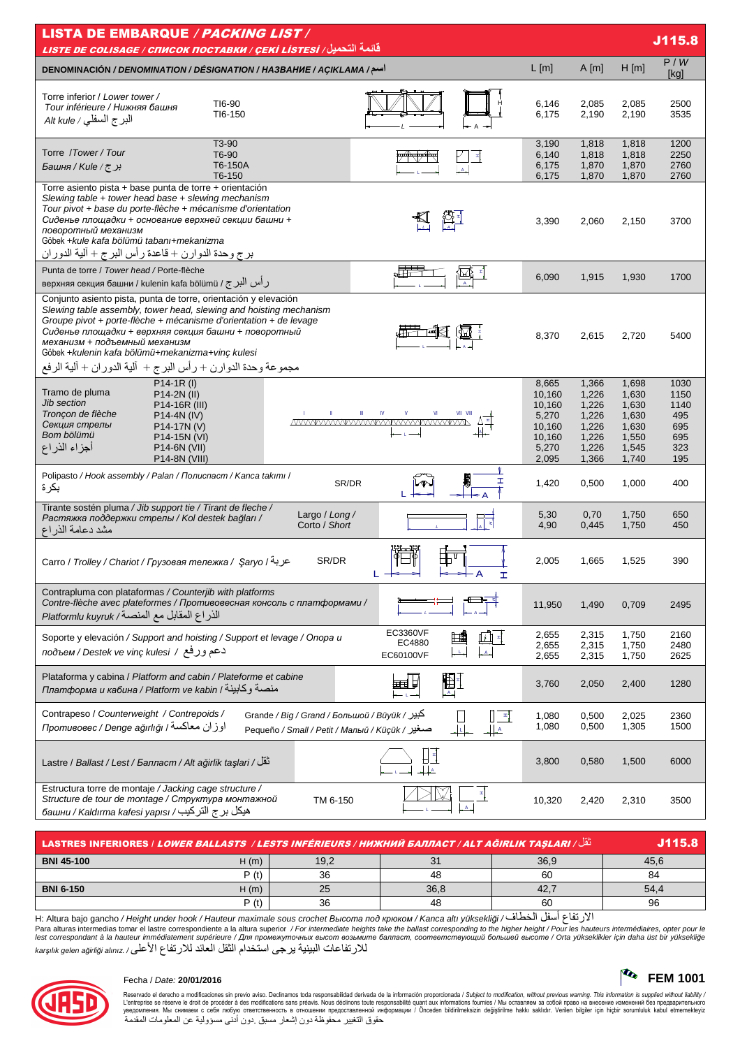## LISTA DE EMBARQUE / *PACKING LIST* / *LISTE DE COLISAGE / СПИСОК ПОСТАВКИ / ÇEKİ LİSTESİ / قائمة التحميل* — J115.8

| DENOMINACIÓN / *DENOMINATION / DÉSIGNATION / НАЗВАНИЕ / AÇIKLAMA / اسم* | | L [m] | A [m] | H [m] | P / *W* [kg] |
|---|---|---|---|---|---|
| Torre inferior / *Lower tower / Tour inférieure / Нижняя башня* / *Alt kule / البرج السفلي* | TI6-90<br>TI6-150 | 6,146<br>6,175 | 2,085<br>2,190 | 2,085<br>2,190 | 2500<br>3535 |
| Torre / *Tower / Tour / Башня / Kule / برج* | T3-90<br>T6-90<br>T6-150A<br>T6-150 | 3,190<br>6,140<br>6,175<br>6,175 | 1,818<br>1,818<br>1,870<br>1,870 | 1,818<br>1,818<br>1,870<br>1,870 | 1200<br>2250<br>2760<br>2760 |
| Torre asiento pista + base punta de torre + orientación<br>*Slewing table + tower head base + slewing mechanism*<br>*Tour pivot + base du porte-flèche + mécanisme d'orientation*<br>*Сиденье площадки + основание верхней секции башни + поворотный механизм*<br>Göbek +kule kafa bölümü tabanı+mekanizma<br>برج وحدة الدوران + قاعدة رأس البرج + آلية الدوران | | 3,390 | 2,060 | 2,150 | 3700 |
| Punta de torre / *Tower head / Porte-flèche*<br>*верхняя секция башни / kulenin kafa bölümü / رأس البرج* | | 6,090 | 1,915 | 1,930 | 1700 |
| Conjunto asiento pista, punta de torre, orientación y elevación<br>*Slewing table assembly, tower head, slewing and hoisting mechanism*<br>*Groupe pivot + porte-flèche + mécanisme d'orientation + de levage*<br>*Сиденье площадки + верхняя секция башни + поворотный механизм + подъемный механизм*<br>Göbek +kulenin kafa bölümü+mekanizma+vinç kulesi<br>مجموعة وحدة الدوران + رأس البرج + آلية الدوران + آلية الرفع | | 8,370 | 2,615 | 2,720 | 5400 |
| Tramo de pluma<br>*Jib section*<br>*Tronçon de flèche*<br>*Секция стрелы*<br>*Bom bölümü*<br>أجزاء الذراع | P14-1R (I)<br>P14-2N (II)<br>P14-16R (III)<br>P14-4N (IV)<br>P14-17N (V)<br>P14-15N (VI)<br>P14-6N (VII)<br>P14-8N (VIII) | 8,665<br>10,160<br>10,160<br>5,270<br>10,160<br>10,160<br>5,270<br>2,095 | 1,366<br>1,226<br>1,226<br>1,226<br>1,226<br>1,226<br>1,226<br>1,366 | 1,698<br>1,630<br>1,630<br>1,630<br>1,630<br>1,550<br>1,545<br>1,740 | 1030<br>1150<br>1140<br>495<br>695<br>695<br>323<br>195 |
| Polipasto / *Hook assembly / Palan / Полиспаст / Kanca takımı / بكرة* | SR/DR | 1,420 | 0,500 | 1,000 | 400 |
| Tirante sostén pluma / *Jib support tie / Tirant de fleche / Растяжка поддержки стрелы / Kol destek bağları / مشد دعامة الذراع* | Largo / *Long*<br>Corto / *Short* | 5,30<br>4,90 | 0,70<br>0,445 | 1,750<br>1,750 | 650<br>450 |
| Carro / *Trolley / Chariot / Грузовая тележка / Şaryo / عربة* | SR/DR | 2,005 | 1,665 | 1,525 | 390 |
| Contrapluma con plataformas / *Counterjib with platforms*<br>*Contre-flèche avec plateformes / Противовесная консоль с платформами / Platformlu kuyruk / الذراع المقابل مع المنصة* | | 11,950 | 1,490 | 0,709 | 2495 |
| Soporte y elevación / *Support and hoisting / Support et levage / Опора и подъем / Destek ve vinç kulesi / دعم ورفع* | EC3360VF<br>EC4880<br>EC60100VF | 2,655<br>2,655<br>2,655 | 2,315<br>2,315<br>2,315 | 1,750<br>1,750<br>1,750 | 2160<br>2480<br>2625 |
| Plataforma y cabina / *Platform and cabin / Plateforme et cabine / Платформа и кабина / Platform ve kabin / منصة وكابينة* | | 3,760 | 2,050 | 2,400 | 1280 |
| Contrapeso / *Counterweight / Contrepoids / Противовес / Denge ağırlığı / أوزان معاكسة* | Grande / *Big / Grand / Большой / Büyük / كبير*<br>Pequeño / *Small / Petit / Малый / Küçük / صغير* | 1,080<br>1,080 | 0,500<br>0,500 | 2,025<br>1,305 | 2360<br>1500 |
| Lastre / *Ballast / Lest / Балласт / Alt ağirlik taşlari / ثقل* | | 3,800 | 0,580 | 1,500 | 6000 |
| Estructura torre de montaje / *Jacking cage structure / Structure de tour de montage / Структура монтажной башни / Kaldırma kafesi yapısı / هيكل برج التركيب* | TM 6-150 | 10,320 | 2,420 | 2,310 | 3500 |

## LASTRES INFERIORES / *LOWER BALLASTS / LESTS INFÉRIEURS / НИЖНИЙ БАЛЛАСТ / ALT AĞIRLIK TAŞLARI / ثقل* — J115.8

| | | | | | |
|---|---|---|---|---|---|
| **BNI 45-100** | H (m) | 19,2 | 31 | 36,9 | 45,6 |
| | P (t) | 36 | 48 | 60 | 84 |
| **BNI 6-150** | H (m) | 25 | 36,8 | 42,7 | 54,4 |
| | P (t) | 36 | 48 | 60 | 96 |

H: Altura bajo gancho / *Height under hook / Hauteur maximale sous crochet Высота под крюком / Kanca altı yüksekliği / الارتفاع أسفل الخطاف*

Para alturas intermedias tomar el lastre correspondiente a la altura superior / *For intermediate heights take the ballast corresponding to the higher height / Pour les hauteurs intermédiaires, opter pour le lest correspondant à la hauteur immédiatement supérieure / Для промежуточных высот возьмите балласт, соответствующий большей высоте / Orta yükseklikler için daha üst bir yüksekliğe karşılık gelen ağirliği alınız. / للارتفاعات البينية يرجى استخدام الثقل العائد للارتفاع الأعلى*

Fecha / *Date:* **20/01/2016**

**FEM 1001**

Reservado el derecho a modificaciones sin previo aviso. Declinamos toda responsabilidad derivada de la información proporcionada / *Subject to modification, without previous warning. This information is supplied without liability /* L'entreprise se réserve le droit de procéder à des modifications sans préavis. Nous déclinons toute responsabilité quant aux informations fournies / Мы оставляем за собой право на внесение изменений без предварительного уведомления. Мы снимаем с себя любую ответственность в отношении предоставленной информации / Önceden bildirilmeksizin değiştirilme hakkı saklıdır. Verilen bilgiler için hiçbir sorumluluk kabul etmemekteyiz حقوق التغيير محفوظة دون إشعار مسبق .دون أدنى مسؤولية عن المعلومات المقدمة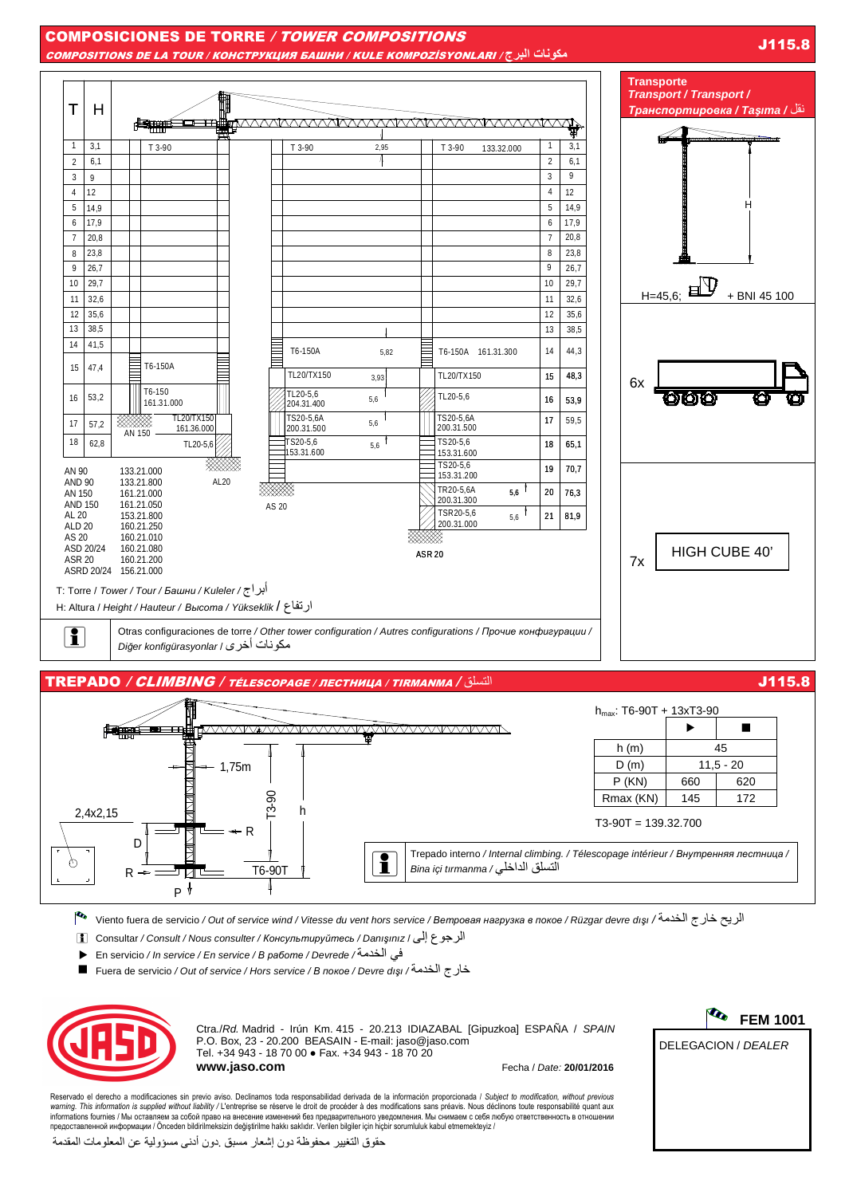# COMPOSICIONES DE TORRE / *TOWER COMPOSITIONS*

*COMPOSITIONS DE LA TOUR / КОНСТРУКЦИЯ БАШНИ / KULE KOMPOZİSYONLARI /* مكونات البرج

J115.8

| T | H | | | | T | H |
|---|---|---|---|---|---|---|
| 1 | 3,1 | T 3-90 | T 3-90 2,95 | T 3-90 133.32.000 | 1 | 3,1 |
| 2 | 6,1 | | | | 2 | 6,1 |
| 3 | 9 | | | | 3 | 9 |
| 4 | 12 | | | | 4 | 12 |
| 5 | 14,9 | | | | 5 | 14,9 |
| 6 | 17,9 | | | | 6 | 17,9 |
| 7 | 20,8 | | | | 7 | 20,8 |
| 8 | 23,8 | | | | 8 | 23,8 |
| 9 | 26,7 | | | | 9 | 26,7 |
| 10 | 29,7 | | | | 10 | 29,7 |
| 11 | 32,6 | | | | 11 | 32,6 |
| 12 | 35,6 | | | | 12 | 35,6 |
| 13 | 38,5 | | | | 13 | 38,5 |
| 14 | 41,5 | | T6-150A 5,82 | T6-150A 161.31.300 | 14 | 44,3 |
| 15 | 47,4 | T6-150A | TL20/TX150 3,93 | TL20/TX150 | 15 | 48,3 |
| 16 | 53,2 | T6-150 161.31.000 | TL20-5,6 204.31.400 5,6 | TL20-5,6 | 16 | 53,9 |
| 17 | 57,2 | TL20/TX150 161.36.000 AN 150 | TS20-5,6A 200.31.500 5,6 | TS20-5,6A 200.31.500 | 17 | 59,5 |
| 18 | 62,8 | TL20-5,6 | TS20-5,6 153.31.600 5,6 | TS20-5,6 153.31.600 | 18 | 65,1 |
| | | AL20 | AS 20 | TS20-5,6 153.31.200 | 19 | 70,7 |
| | | | | TR20-5,6A 200.31.300 5,6 | 20 | 76,3 |
| | | | | TSR20-5,6 200.31.000 5,6 | 21 | 81,9 |
| | | | | ASR 20 | | |

| | |
|---|---|
| AN 90 | 133.21.000 |
| AND 90 | 133.21.800 |
| AN 150 | 161.21.000 |
| AND 150 | 161.21.050 |
| AL 20 | 153.21.800 |
| ALD 20 | 160.21.250 |
| AS 20 | 160.21.010 |
| ASD 20/24 | 160.21.080 |
| ASR 20 | 160.21.200 |
| ASRD 20/24 | 156.21.000 |

T: Torre / *Tower / Tour / Башни / Kuleler /* أبراج

H: Altura / *Height / Hauteur / Высома / Yükseklik /* ارتفاع

Otras configuraciones de torre / *Other tower configuration / Autres configurations / Прочие конфигурации / Diğer konfigürasyonlar /* مكونات أخرى

**Transporte**
*Transport / Transport / Транспортировка / Taşıma /* نقل

H

H=45,6; + BNI 45 100

6x

7x HIGH CUBE 40'

# TREPADO / *CLIMBING / TÉLESCOPAGE / ЛЕСТНИЦА / TIRMANMA /* التسلق

J115.8

1,75m

T3-90

h

2,4x2,15

D

R

R

P

T6-90T

$h_{max}$: T6-90T + 13xT3-90

| | ▶ | ■ |
|---|---|---|
| h (m) | 45 | |
| D (m) | 11,5 - 20 | |
| P (KN) | 660 | 620 |
| Rmax (KN) | 145 | 172 |

T3-90T = 139.32.700

Trepado interno / *Internal climbing. / Télescopage intérieur / Внутренняя лестница / Bina içi tırmanma /* التسلق الداخلي

Viento fuera de servicio / *Out of service wind / Vitesse du vent hors service / Ветровая нагрузка в покое / Rüzgar devre dışı /* الريح خارج الخدمة

Consultar / *Consult / Nous consulter / Консультируйтесь / Danışınız /* الرجوع إلى

▶ En servicio / *In service / En service / В работе / Devrede /* في الخدمة

■ Fuera de servicio / *Out of service / Hors service / В покое / Devre dışı /* خارج الخدمة

Ctra./*Rd.* Madrid - Irún Km. 415 - 20.213 IDIAZABAL [Gipuzkoa] ESPAÑA / *SPAIN*
P.O. Box, 23 - 20.200 BEASAIN - E-mail: jaso@jaso.com
Tel. +34 943 - 18 70 00 • Fax. +34 943 - 18 70 20
**www.jaso.com**

Fecha / *Date:* **20/01/2016**

**FEM 1001**

DELEGACION / *DEALER*

Reservado el derecho a modificaciones sin previo aviso. Declinamos toda responsabilidad derivada de la información proporcionada / *Subject to modification, without previous warning. This information is supplied without liability* / L'entreprise se réserve le droit de procéder à des modifications sans préavis. Nous déclinons toute responsabilité quant aux informations fournies / Мы оставляем за собой право на внесение изменений без предварительного уведомления. Мы снимаем с себя любую ответственность в отношении предоставленной информации / Önceden bildirilmeksizin değiştirilme hakkı saklıdır. Verilen bilgiler için hiçbir sorumluluk kabul etmemekteyiz /

حقوق التغيير محفوظة دون إشعار مسبق .دون أدنى مسؤولية عن المعلومات المقدمة